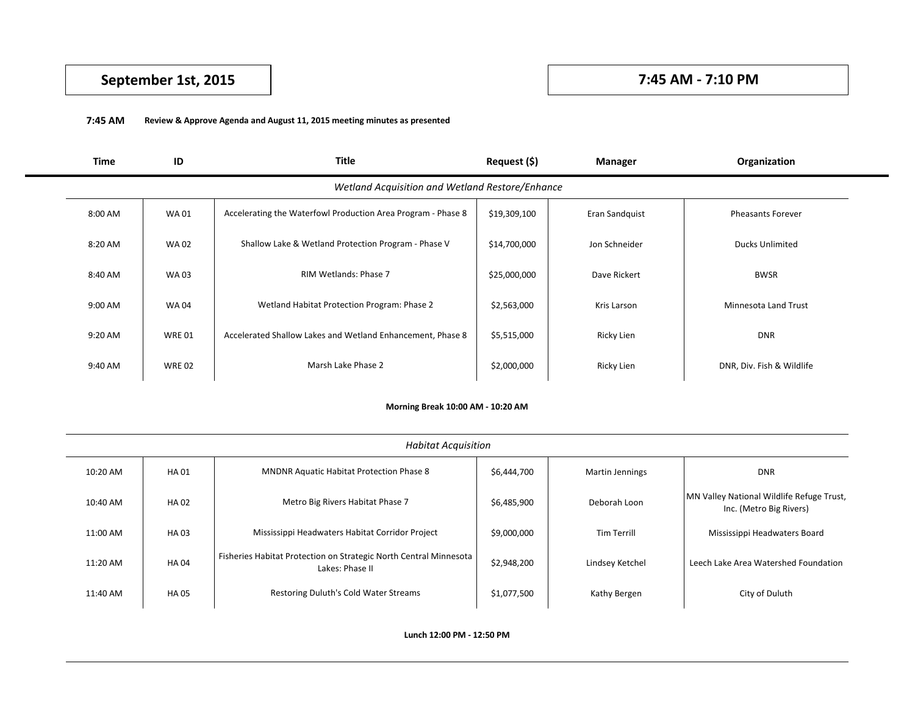**September 1st, 2015** | **7:45 AM - 7:10 PM**

**7:45 AM** **Review & Approve Agenda and August 11, 2015 meeting minutes as presented**

| Time | ID | Title | Request ($) | Manager | Organization |
|---|---|---|---|---|---|
| | | *Wetland Acquisition and Wetland Restore/Enhance* | | | |
| 8:00 AM | WA 01 | Accelerating the Waterfowl Production Area Program - Phase 8 | $19,309,100 | Eran Sandquist | Pheasants Forever |
| 8:20 AM | WA 02 | Shallow Lake & Wetland Protection Program - Phase V | $14,700,000 | Jon Schneider | Ducks Unlimited |
| 8:40 AM | WA 03 | RIM Wetlands: Phase 7 | $25,000,000 | Dave Rickert | BWSR |
| 9:00 AM | WA 04 | Wetland Habitat Protection Program: Phase 2 | $2,563,000 | Kris Larson | Minnesota Land Trust |
| 9:20 AM | WRE 01 | Accelerated Shallow Lakes and Wetland Enhancement, Phase 8 | $5,515,000 | Ricky Lien | DNR |
| 9:40 AM | WRE 02 | Marsh Lake Phase 2 | $2,000,000 | Ricky Lien | DNR, Div. Fish & Wildlife |

**Morning Break 10:00 AM - 10:20 AM**

| Time | ID | Title | Request ($) | Manager | Organization |
|---|---|---|---|---|---|
| | | *Habitat Acquisition* | | | |
| 10:20 AM | HA 01 | MNDNR Aquatic Habitat Protection Phase 8 | $6,444,700 | Martin Jennings | DNR |
| 10:40 AM | HA 02 | Metro Big Rivers Habitat Phase 7 | $6,485,900 | Deborah Loon | MN Valley National Wildlife Refuge Trust, Inc. (Metro Big Rivers) |
| 11:00 AM | HA 03 | Mississippi Headwaters Habitat Corridor Project | $9,000,000 | Tim Terrill | Mississippi Headwaters Board |
| 11:20 AM | HA 04 | Fisheries Habitat Protection on Strategic North Central Minnesota Lakes: Phase II | $2,948,200 | Lindsey Ketchel | Leech Lake Area Watershed Foundation |
| 11:40 AM | HA 05 | Restoring Duluth's Cold Water Streams | $1,077,500 | Kathy Bergen | City of Duluth |

**Lunch 12:00 PM - 12:50 PM**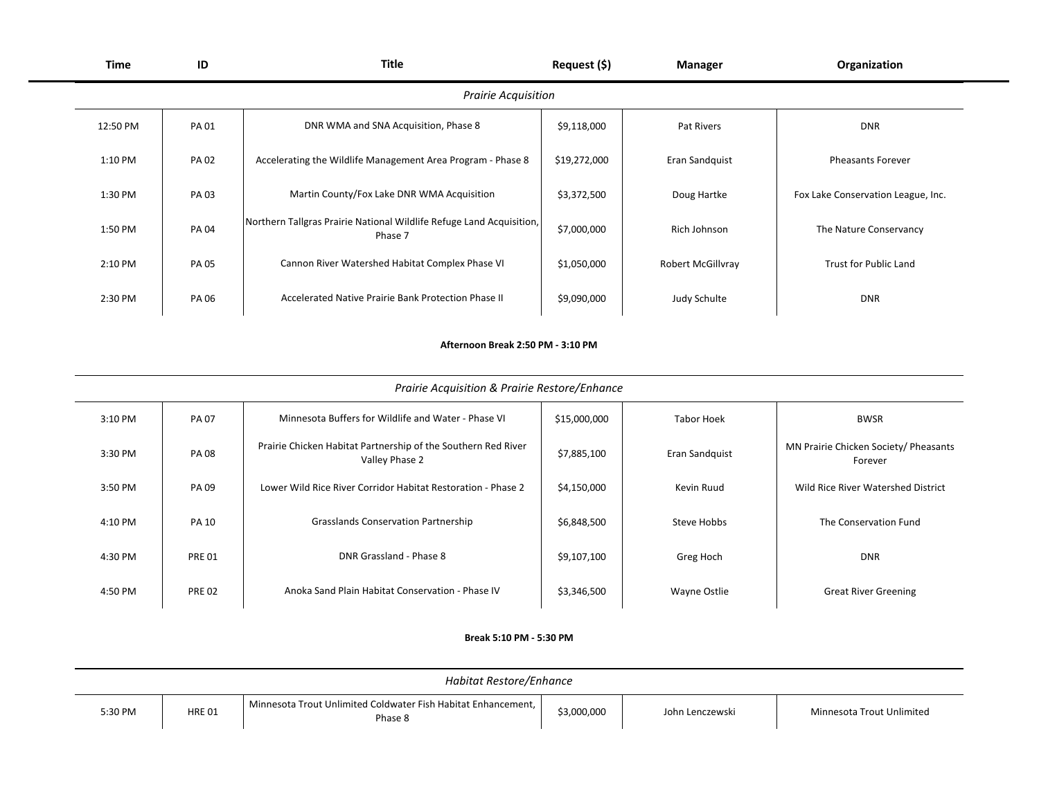| Time | ID | Title | Request ($) | Manager | Organization |
|---|---|---|---|---|---|
| | | *Prairie Acquisition* | | | |
| 12:50 PM | PA 01 | DNR WMA and SNA Acquisition, Phase 8 | $9,118,000 | Pat Rivers | DNR |
| 1:10 PM | PA 02 | Accelerating the Wildlife Management Area Program - Phase 8 | $19,272,000 | Eran Sandquist | Pheasants Forever |
| 1:30 PM | PA 03 | Martin County/Fox Lake DNR WMA Acquisition | $3,372,500 | Doug Hartke | Fox Lake Conservation League, Inc. |
| 1:50 PM | PA 04 | Northern Tallgras Prairie National Wildlife Refuge Land Acquisition, Phase 7 | $7,000,000 | Rich Johnson | The Nature Conservancy |
| 2:10 PM | PA 05 | Cannon River Watershed Habitat Complex Phase VI | $1,050,000 | Robert McGillvray | Trust for Public Land |
| 2:30 PM | PA 06 | Accelerated Native Prairie Bank Protection Phase II | $9,090,000 | Judy Schulte | DNR |

**Afternoon Break 2:50 PM - 3:10 PM**

| Time | ID | Title | Request ($) | Manager | Organization |
|---|---|---|---|---|---|
| | | *Prairie Acquisition & Prairie Restore/Enhance* | | | |
| 3:10 PM | PA 07 | Minnesota Buffers for Wildlife and Water - Phase VI | $15,000,000 | Tabor Hoek | BWSR |
| 3:30 PM | PA 08 | Prairie Chicken Habitat Partnership of the Southern Red River Valley Phase 2 | $7,885,100 | Eran Sandquist | MN Prairie Chicken Society/ Pheasants Forever |
| 3:50 PM | PA 09 | Lower Wild Rice River Corridor Habitat Restoration - Phase 2 | $4,150,000 | Kevin Ruud | Wild Rice River Watershed District |
| 4:10 PM | PA 10 | Grasslands Conservation Partnership | $6,848,500 | Steve Hobbs | The Conservation Fund |
| 4:30 PM | PRE 01 | DNR Grassland - Phase 8 | $9,107,100 | Greg Hoch | DNR |
| 4:50 PM | PRE 02 | Anoka Sand Plain Habitat Conservation - Phase IV | $3,346,500 | Wayne Ostlie | Great River Greening |

**Break 5:10 PM - 5:30 PM**

| Time | ID | Title | Request ($) | Manager | Organization |
|---|---|---|---|---|---|
| | | *Habitat Restore/Enhance* | | | |
| 5:30 PM | HRE 01 | Minnesota Trout Unlimited Coldwater Fish Habitat Enhancement, Phase 8 | $3,000,000 | John Lenczewski | Minnesota Trout Unlimited |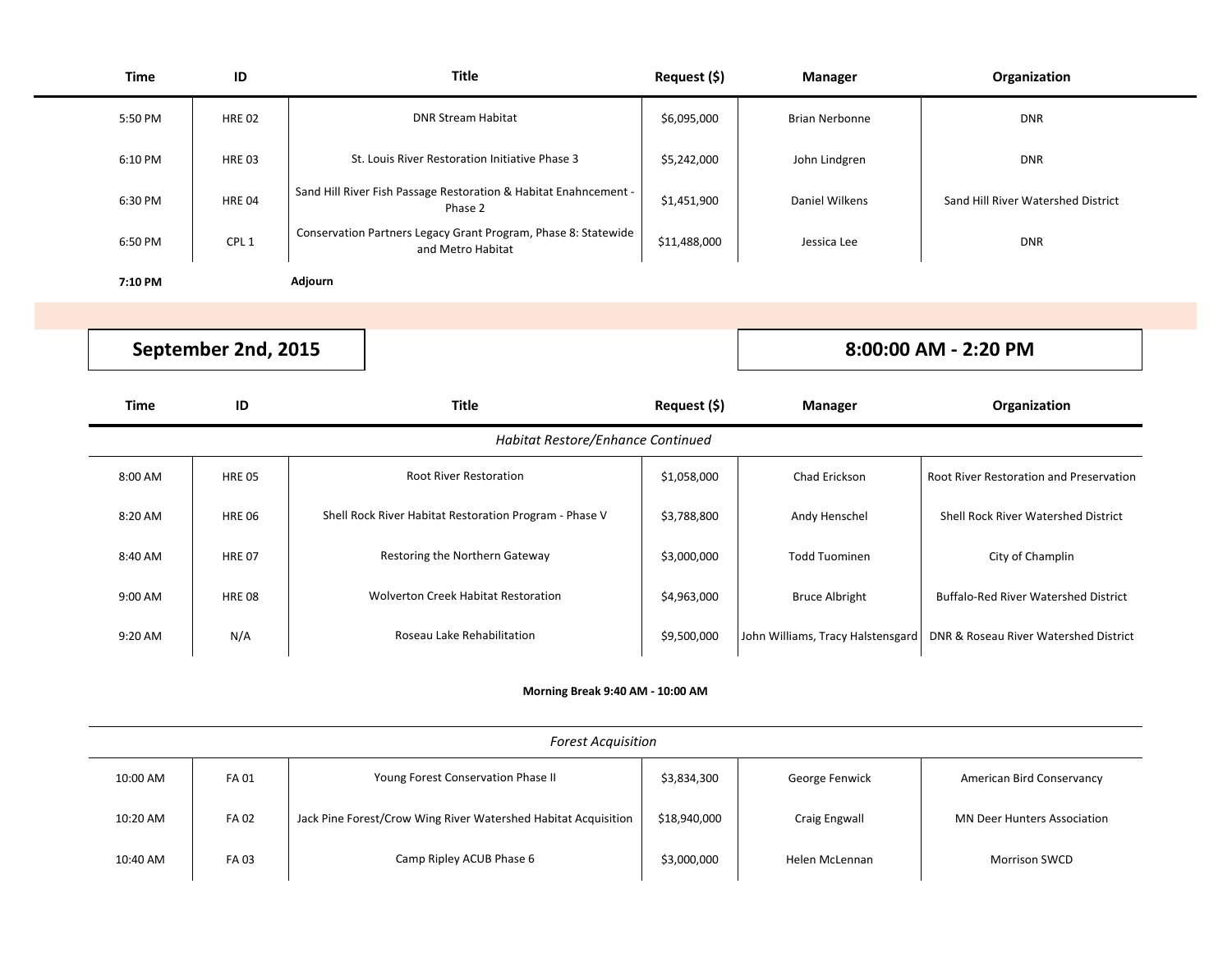| Time | ID | Title | Request ($) | Manager | Organization |
|---|---|---|---|---|---|
| 5:50 PM | HRE 02 | DNR Stream Habitat | $6,095,000 | Brian Nerbonne | DNR |
| 6:10 PM | HRE 03 | St. Louis River Restoration Initiative Phase 3 | $5,242,000 | John Lindgren | DNR |
| 6:30 PM | HRE 04 | Sand Hill River Fish Passage Restoration & Habitat Enahncement - Phase 2 | $1,451,900 | Daniel Wilkens | Sand Hill River Watershed District |
| 6:50 PM | CPL 1 | Conservation Partners Legacy Grant Program, Phase 8: Statewide and Metro Habitat | $11,488,000 | Jessica Lee | DNR |
| **7:10 PM** | | **Adjourn** | | | |

## September 2nd, 2015

## 8:00:00 AM - 2:20 PM

| Time | ID | Title | Request ($) | Manager | Organization |
|---|---|---|---|---|---|
| | | *Habitat Restore/Enhance Continued* | | | |
| 8:00 AM | HRE 05 | Root River Restoration | $1,058,000 | Chad Erickson | Root River Restoration and Preservation |
| 8:20 AM | HRE 06 | Shell Rock River Habitat Restoration Program - Phase V | $3,788,800 | Andy Henschel | Shell Rock River Watershed District |
| 8:40 AM | HRE 07 | Restoring the Northern Gateway | $3,000,000 | Todd Tuominen | City of Champlin |
| 9:00 AM | HRE 08 | Wolverton Creek Habitat Restoration | $4,963,000 | Bruce Albright | Buffalo-Red River Watershed District |
| 9:20 AM | N/A | Roseau Lake Rehabilitation | $9,500,000 | John Williams, Tracy Halstensgard | DNR & Roseau River Watershed District |
| | | **Morning Break 9:40 AM - 10:00 AM** | | | |
| | | *Forest Acquisition* | | | |
| 10:00 AM | FA 01 | Young Forest Conservation Phase II | $3,834,300 | George Fenwick | American Bird Conservancy |
| 10:20 AM | FA 02 | Jack Pine Forest/Crow Wing River Watershed Habitat Acquisition | $18,940,000 | Craig Engwall | MN Deer Hunters Association |
| 10:40 AM | FA 03 | Camp Ripley ACUB Phase 6 | $3,000,000 | Helen McLennan | Morrison SWCD |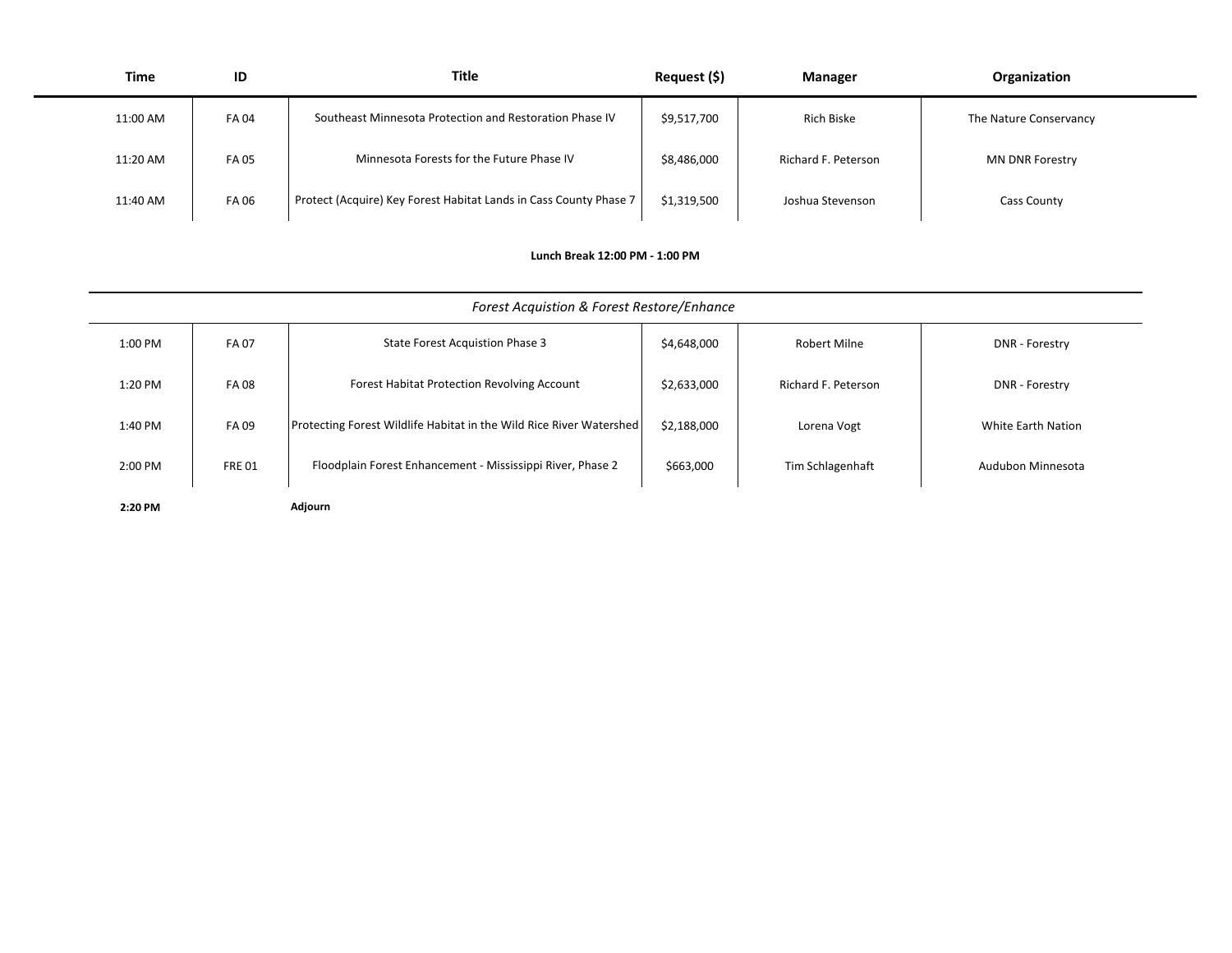| Time | ID | Title | Request ($) | Manager | Organization |
|---|---|---|---|---|---|
| 11:00 AM | FA 04 | Southeast Minnesota Protection and Restoration Phase IV | $9,517,700 | Rich Biske | The Nature Conservancy |
| 11:20 AM | FA 05 | Minnesota Forests for the Future Phase IV | $8,486,000 | Richard F. Peterson | MN DNR Forestry |
| 11:40 AM | FA 06 | Protect (Acquire) Key Forest Habitat Lands in Cass County Phase 7 | $1,319,500 | Joshua Stevenson | Cass County |

**Lunch Break 12:00 PM - 1:00 PM**

*Forest Acquistion & Forest Restore/Enhance*

| Time | ID | Title | Request ($) | Manager | Organization |
|---|---|---|---|---|---|
| 1:00 PM | FA 07 | State Forest Acquistion Phase 3 | $4,648,000 | Robert Milne | DNR - Forestry |
| 1:20 PM | FA 08 | Forest Habitat Protection Revolving Account | $2,633,000 | Richard F. Peterson | DNR - Forestry |
| 1:40 PM | FA 09 | Protecting Forest Wildlife Habitat in the Wild Rice River Watershed | $2,188,000 | Lorena Vogt | White Earth Nation |
| 2:00 PM | FRE 01 | Floodplain Forest Enhancement - Mississippi River, Phase 2 | $663,000 | Tim Schlagenhaft | Audubon Minnesota |
| **2:20 PM** | | **Adjourn** | | | |